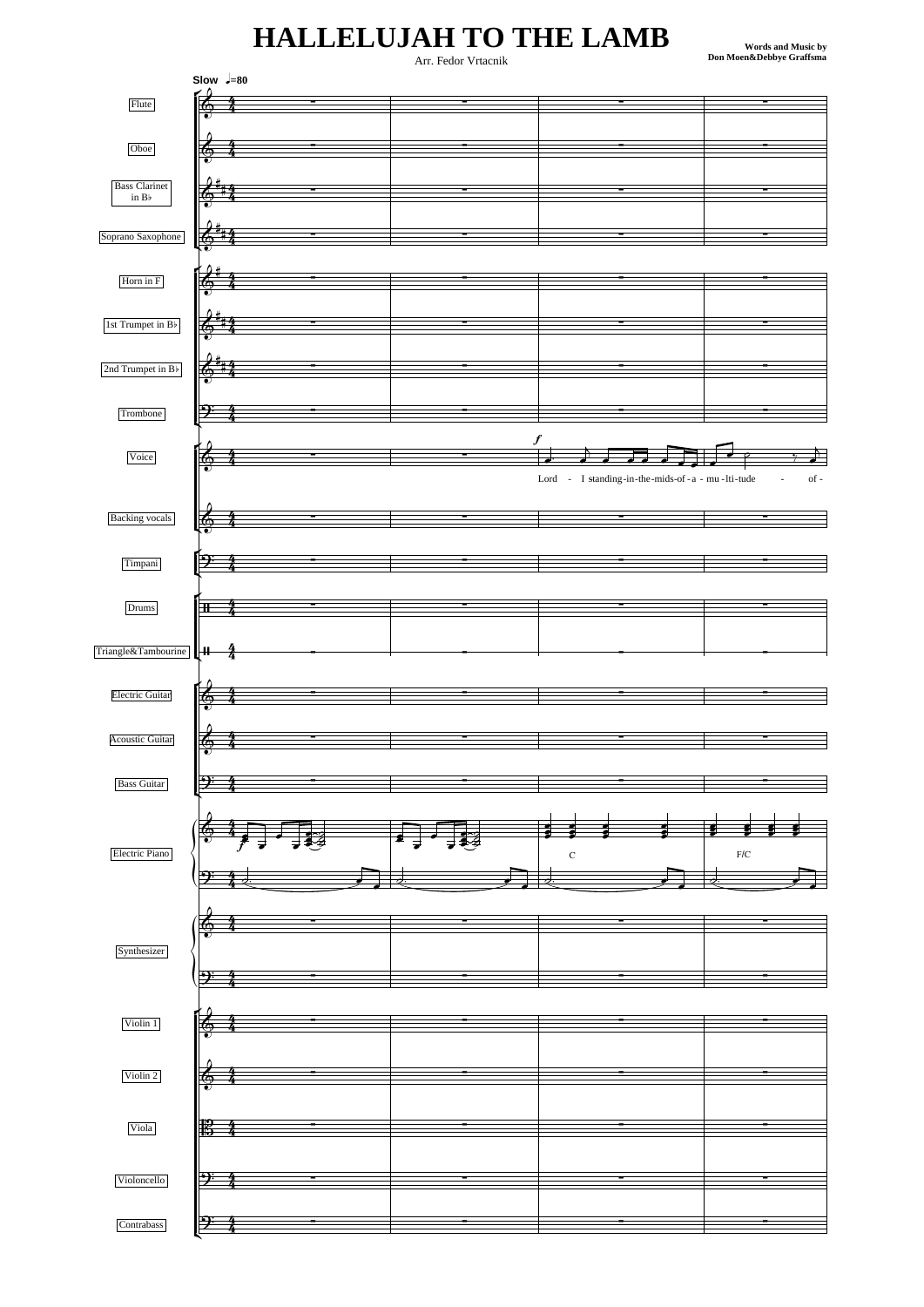# HALLELUJAH TO THE LAMB

Arr. Fedor Vrtacnik

**Words and Music by**
**Don Moen&Debbye Graffsma**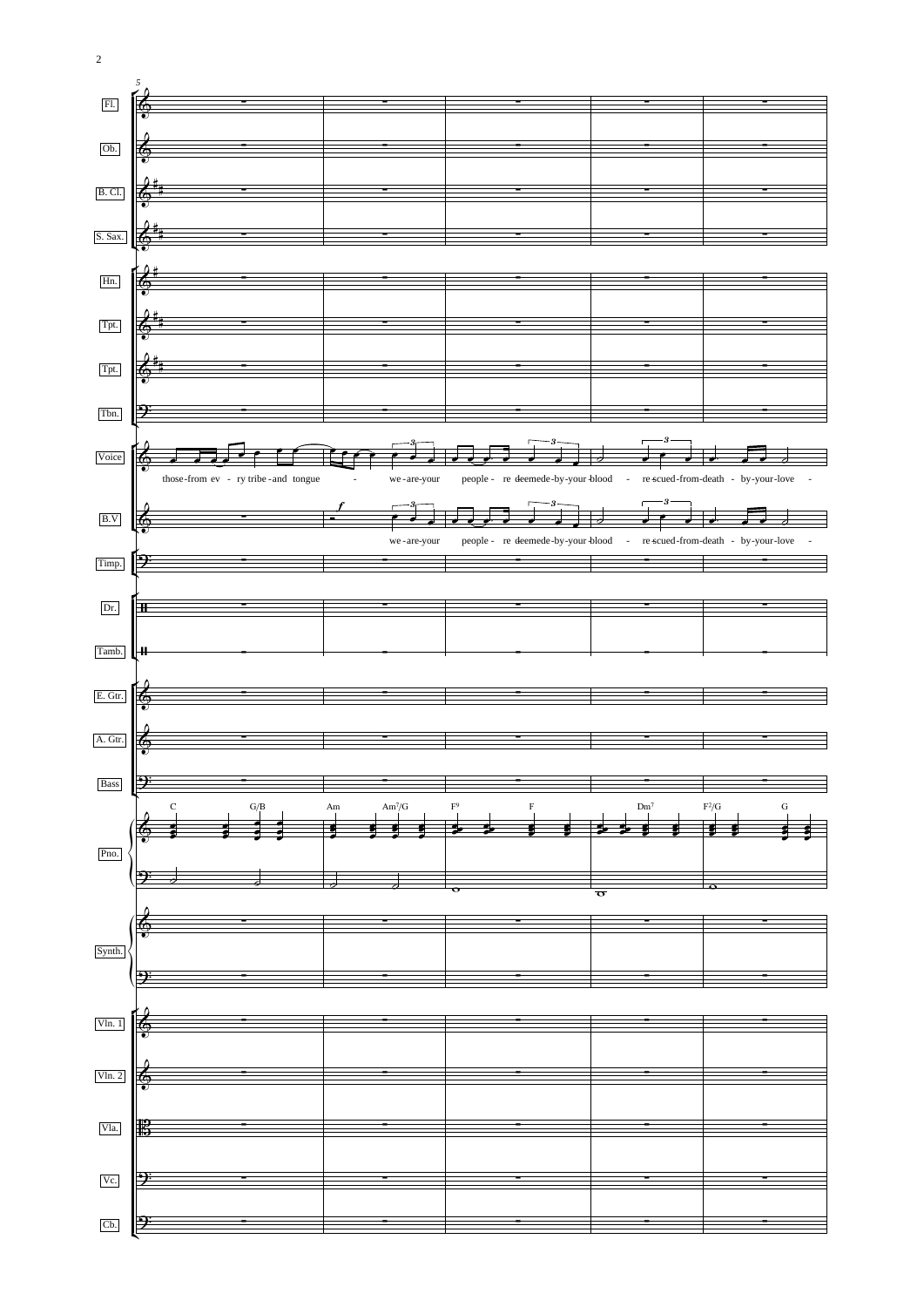those from ev - ry tribe and tongue - we are your people - re deemed by your blood - re scued from death - by your love -

we are your people - re deemed by your blood - re scued from death - by your love -

C G/B Am Am7/G F9 F Dm7 F2/G G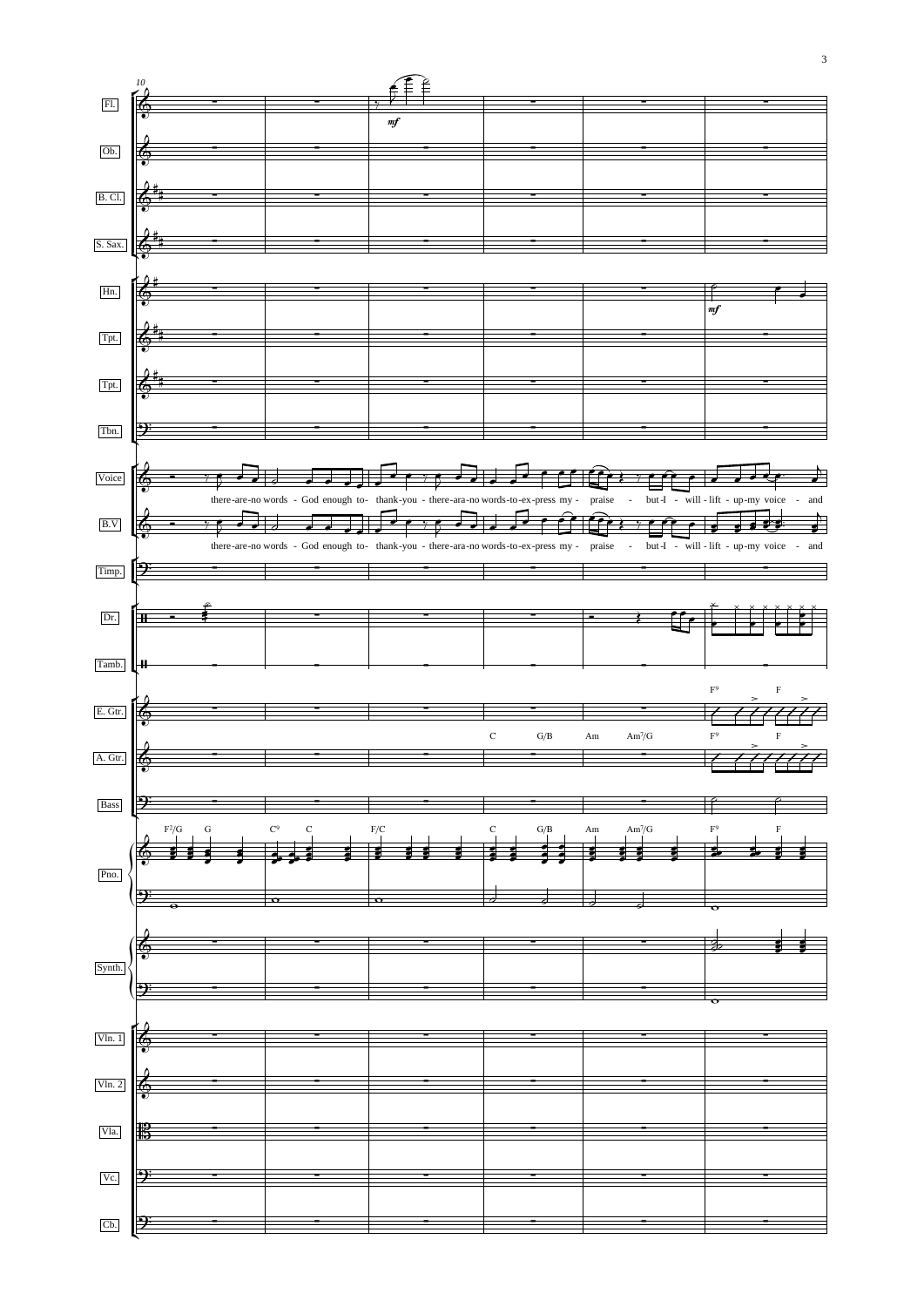Voice / B.V:

there-are-no words - God enough to- thank-you - there-are-no words-to-ex-press my - praise - but-I - will - lift - up-my voice - and

Pno. chords: F²/G G | C⁹ C | F/C | C G/B | Am Am⁷/G | F⁹ F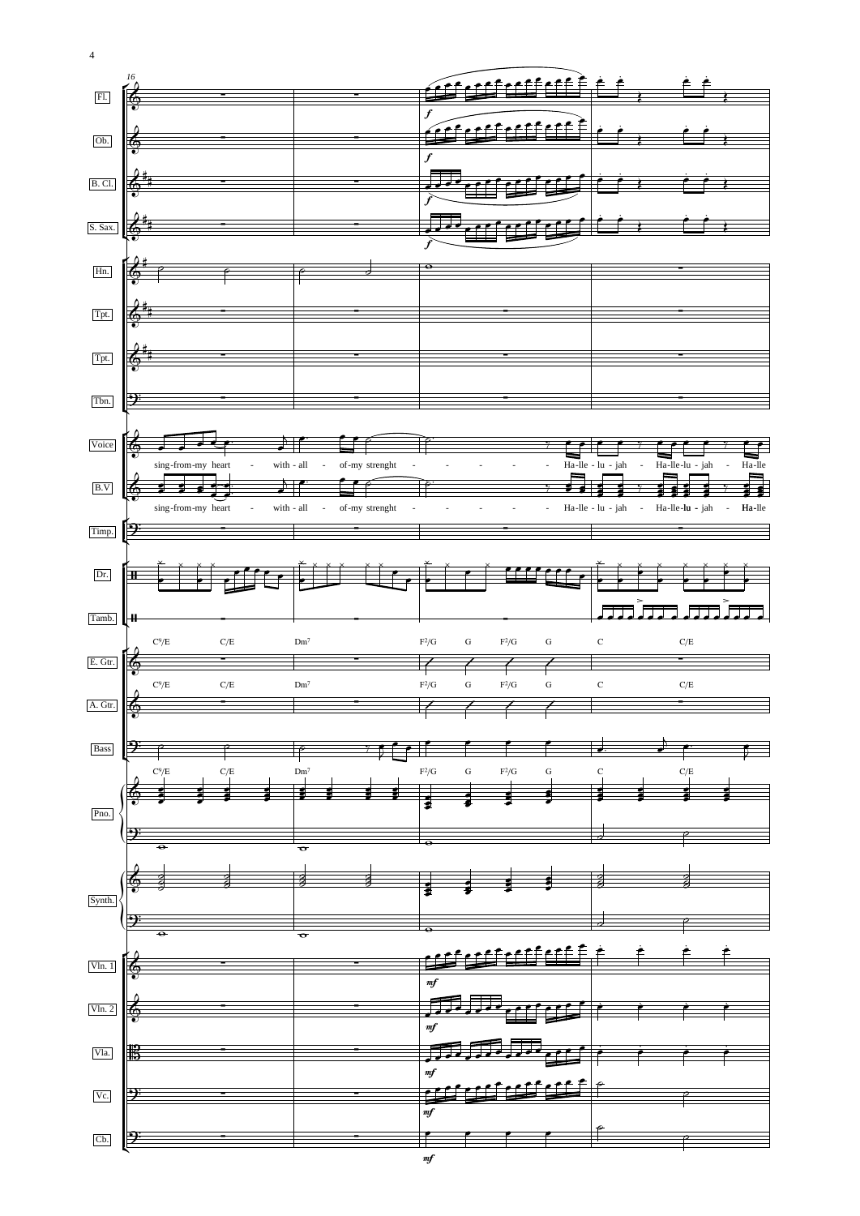16

sing-from-my heart - with - all - of-my strenght - - - - - - Ha-lle - lu - jah - Ha-lle-lu - jah - Ha-lle

sing-from-my heart - with - all - of-my strenght - - - - - - Ha-lle - lu - jah - Ha-lle-**lu** - jah - **Ha**-lle

C9/E C/E Dm7 F2/G G F2/G G C C/E